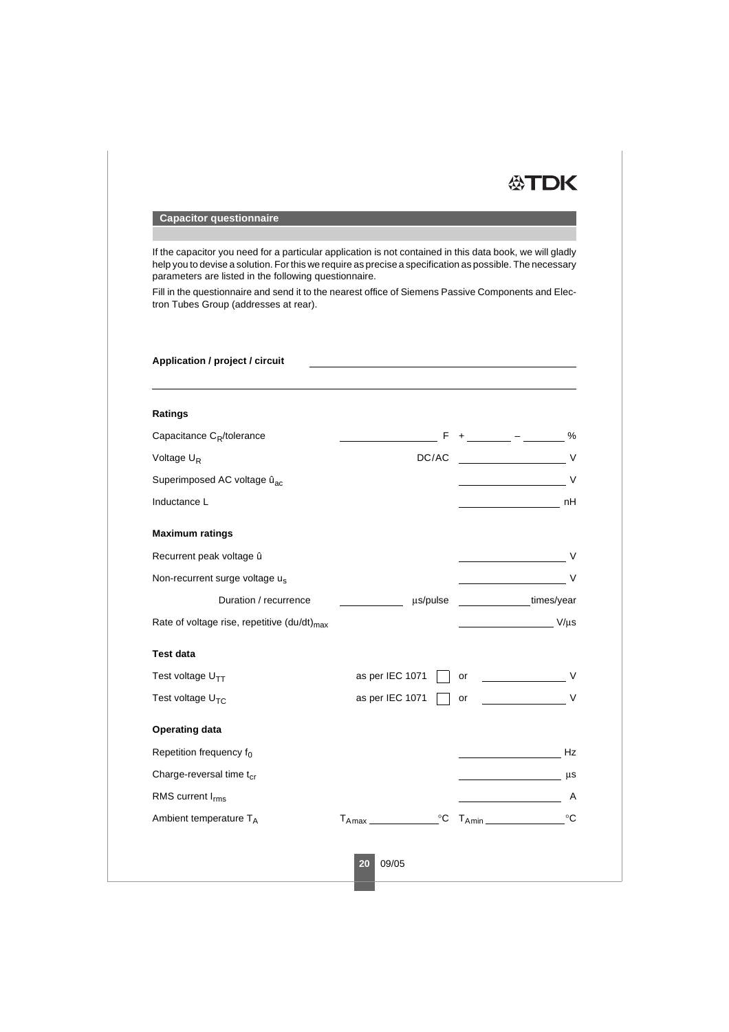## Capacitor questionnaire

If the capacitor you need for a particular application is not contained in this data book, we will gladly help you to devise a solution. For this we require as precise a specification as possible. The necessary parameters are listed in the following questionnaire.

Fill in the questionnaire and send it to the nearest office of Siemens Passive Components and Electron Tubes Group (addresses at rear).

**Application / project / circuit** ______________________________

______________________________________________________________

**Ratings**

| | | |
|---|---|---|
| Capacitance $C_R$/tolerance | ________ F | + ______ – ______ % |
| Voltage $U_R$ | DC/AC | ________ V |
| Superimposed AC voltage $\hat{u}_{ac}$ | | ________ V |
| Inductance L | | ________ nH |

**Maximum ratings**

| | | |
|---|---|---|
| Recurrent peak voltage $\hat{u}$ | | ________ V |
| Non-recurrent surge voltage $u_s$ | | ________ V |
| Duration / recurrence | ________ µs/pulse | ________ times/year |
| Rate of voltage rise, repetitive $(du/dt)_{max}$ | | ________ V/µs |

**Test data**

| | | |
|---|---|---|
| Test voltage $U_{TT}$ | as per IEC 1071 ☐ | or ________ V |
| Test voltage $U_{TC}$ | as per IEC 1071 ☐ | or ________ V |

**Operating data**

| | | |
|---|---|---|
| Repetition frequency $f_0$ | | ________ Hz |
| Charge-reversal time $t_{cr}$ | | ________ µs |
| RMS current $I_{rms}$ | | ________ A |
| Ambient temperature $T_A$ | $T_{Amax}$ ________ °C | $T_{Amin}$ ________ °C |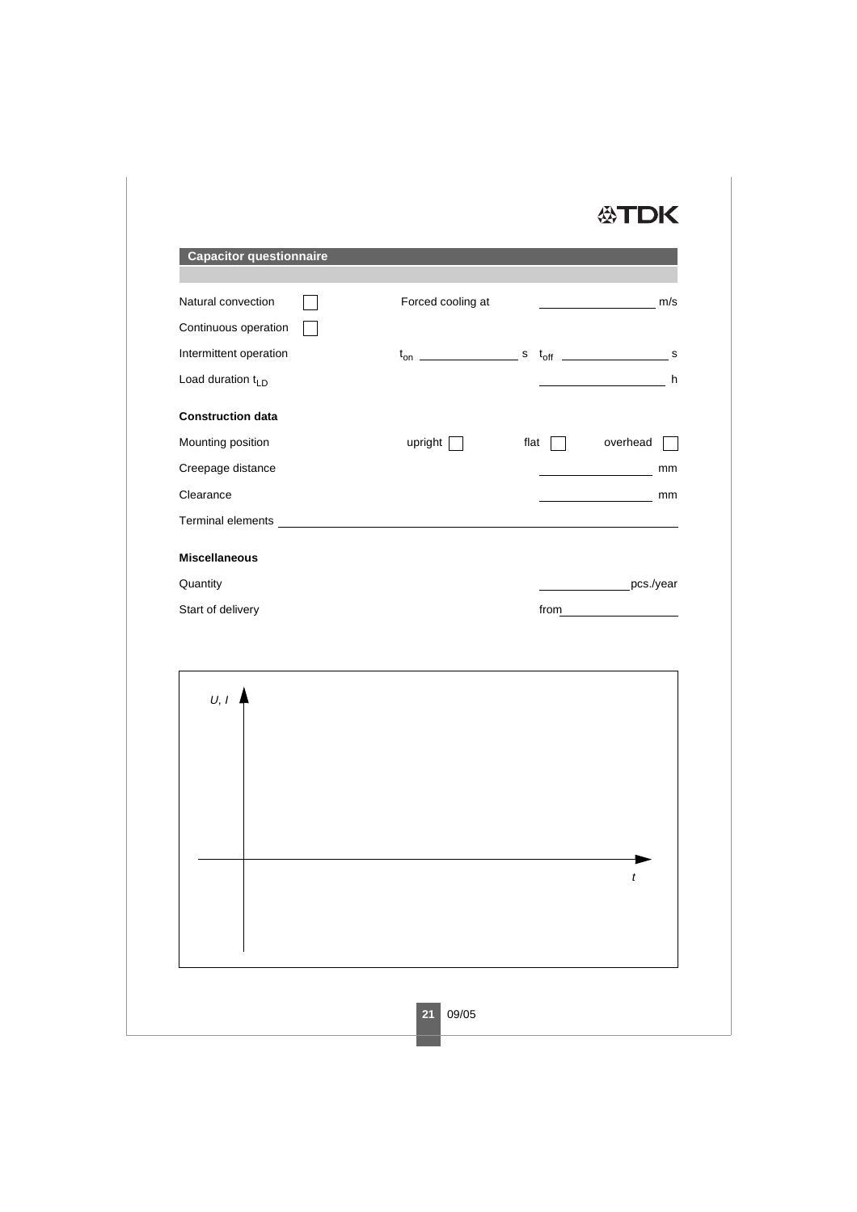## Capacitor questionnaire

Natural convection ☐ Forced cooling at ______ m/s

Continuous operation ☐

Intermittent operation $t_{on}$ ______ s $t_{off}$ ______ s

Load duration $t_{LD}$ ______ h

**Construction data**

Mounting position upright ☐ flat ☐ overhead ☐

Creepage distance ______ mm

Clearance ______ mm

Terminal elements ______

**Miscellaneous**

Quantity ______ pcs./year

Start of delivery from ______

U, I

t